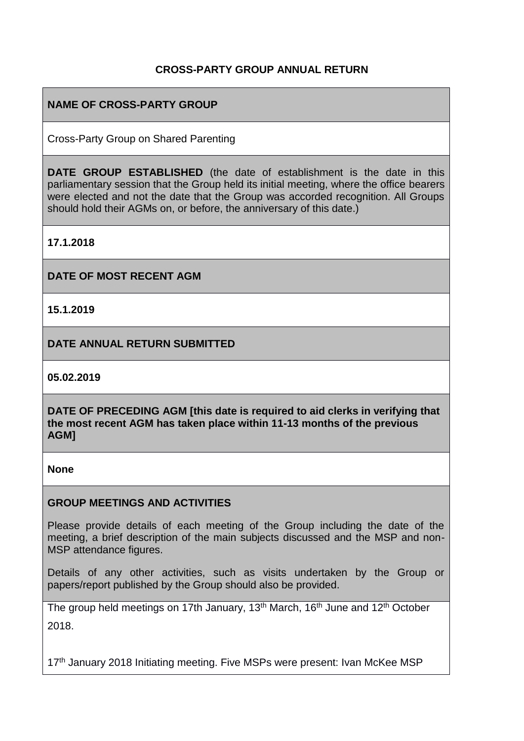**CROSS-PARTY GROUP ANNUAL RETURN**

**NAME OF CROSS-PARTY GROUP**

Cross-Party Group on Shared Parenting

**DATE GROUP ESTABLISHED** (the date of establishment is the date in this parliamentary session that the Group held its initial meeting, where the office bearers were elected and not the date that the Group was accorded recognition. All Groups should hold their AGMs on, or before, the anniversary of this date.)

**17.1.2018**

**DATE OF MOST RECENT AGM**

**15.1.2019**

**DATE ANNUAL RETURN SUBMITTED**

**05.02.2019**

**DATE OF PRECEDING AGM [this date is required to aid clerks in verifying that the most recent AGM has taken place within 11-13 months of the previous AGM]**

**None**

**GROUP MEETINGS AND ACTIVITIES**

Please provide details of each meeting of the Group including the date of the meeting, a brief description of the main subjects discussed and the MSP and non-MSP attendance figures.

Details of any other activities, such as visits undertaken by the Group or papers/report published by the Group should also be provided.

The group held meetings on 17th January, 13th March, 16th June and 12th October 2018.

17th January 2018 Initiating meeting. Five MSPs were present: Ivan McKee MSP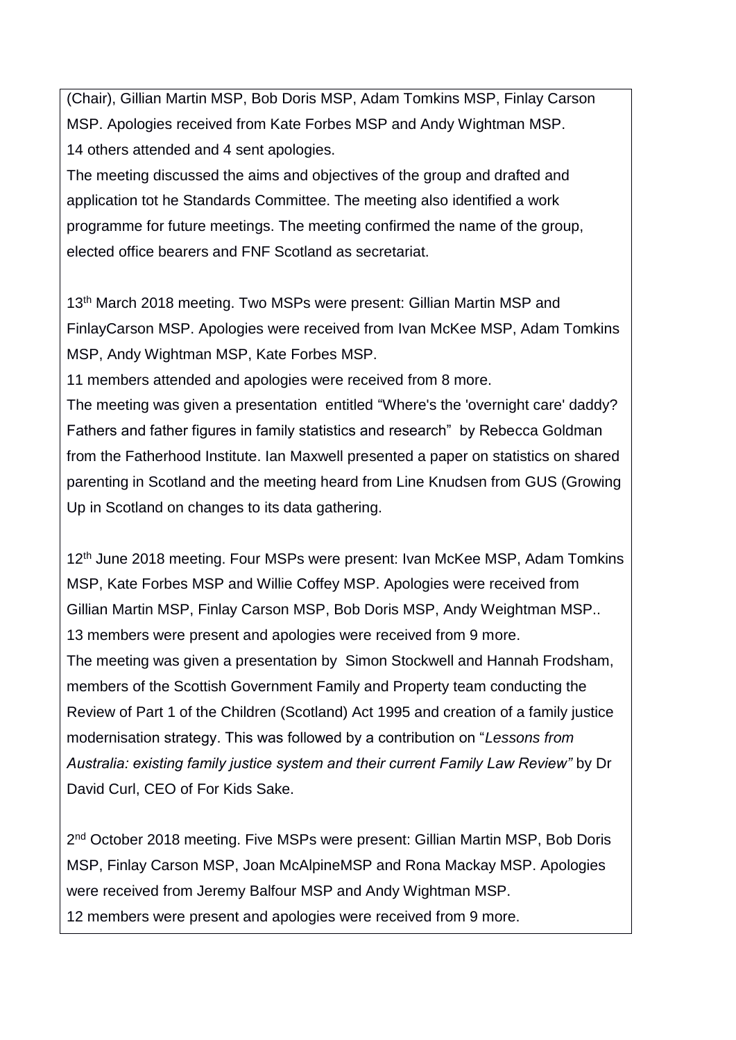(Chair), Gillian Martin MSP, Bob Doris MSP, Adam Tomkins MSP, Finlay Carson MSP. Apologies received from Kate Forbes MSP and Andy Wightman MSP.
14 others attended and 4 sent apologies.
The meeting discussed the aims and objectives of the group and drafted and application tot he Standards Committee. The meeting also identified a work programme for future meetings. The meeting confirmed the name of the group, elected office bearers and FNF Scotland as secretariat.

13th March 2018 meeting. Two MSPs were present: Gillian Martin MSP and FinlayCarson MSP. Apologies were received from Ivan McKee MSP, Adam Tomkins MSP, Andy Wightman MSP, Kate Forbes MSP.
11 members attended and apologies were received from 8 more.
The meeting was given a presentation entitled "Where's the 'overnight care' daddy? Fathers and father figures in family statistics and research" by Rebecca Goldman from the Fatherhood Institute. Ian Maxwell presented a paper on statistics on shared parenting in Scotland and the meeting heard from Line Knudsen from GUS (Growing Up in Scotland on changes to its data gathering.

12th June 2018 meeting. Four MSPs were present: Ivan McKee MSP, Adam Tomkins MSP, Kate Forbes MSP and Willie Coffey MSP. Apologies were received from Gillian Martin MSP, Finlay Carson MSP, Bob Doris MSP, Andy Weightman MSP..
13 members were present and apologies were received from 9 more.
The meeting was given a presentation by Simon Stockwell and Hannah Frodsham, members of the Scottish Government Family and Property team conducting the Review of Part 1 of the Children (Scotland) Act 1995 and creation of a family justice modernisation strategy. This was followed by a contribution on "*Lessons from Australia: existing family justice system and their current Family Law Review"* by Dr David Curl, CEO of For Kids Sake.

2nd October 2018 meeting. Five MSPs were present: Gillian Martin MSP, Bob Doris MSP, Finlay Carson MSP, Joan McAlpineMSP and Rona Mackay MSP. Apologies were received from Jeremy Balfour MSP and Andy Wightman MSP.
12 members were present and apologies were received from 9 more.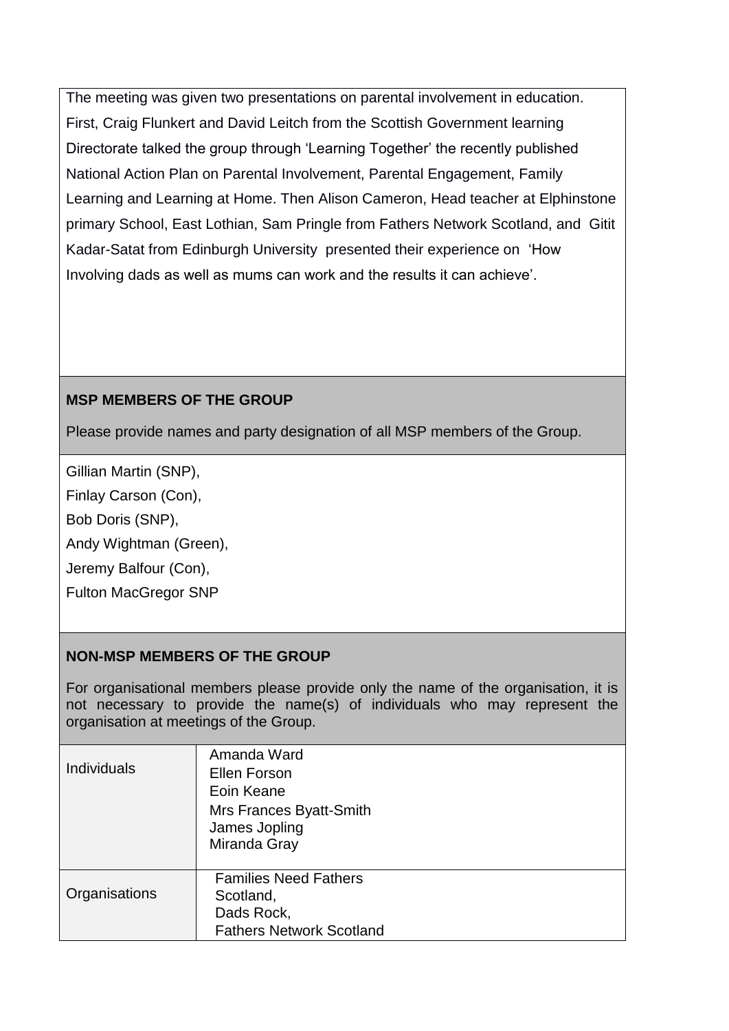The meeting was given two presentations on parental involvement in education. First, Craig Flunkert and David Leitch from the Scottish Government learning Directorate talked the group through 'Learning Together' the recently published National Action Plan on Parental Involvement, Parental Engagement, Family Learning and Learning at Home. Then Alison Cameron, Head teacher at Elphinstone primary School, East Lothian, Sam Pringle from Fathers Network Scotland, and Gitit Kadar-Satat from Edinburgh University presented their experience on 'How Involving dads as well as mums can work and the results it can achieve'.

**MSP MEMBERS OF THE GROUP**

Please provide names and party designation of all MSP members of the Group.

Gillian Martin (SNP),
Finlay Carson (Con),
Bob Doris (SNP),
Andy Wightman (Green),
Jeremy Balfour (Con),
Fulton MacGregor SNP

**NON-MSP MEMBERS OF THE GROUP**

For organisational members please provide only the name of the organisation, it is not necessary to provide the name(s) of individuals who may represent the organisation at meetings of the Group.

| | |
|---|---|
| Individuals | Amanda Ward<br>Ellen Forson<br>Eoin Keane<br>Mrs Frances Byatt-Smith<br>James Jopling<br>Miranda Gray |
| Organisations | Families Need Fathers Scotland,<br>Dads Rock,<br>Fathers Network Scotland |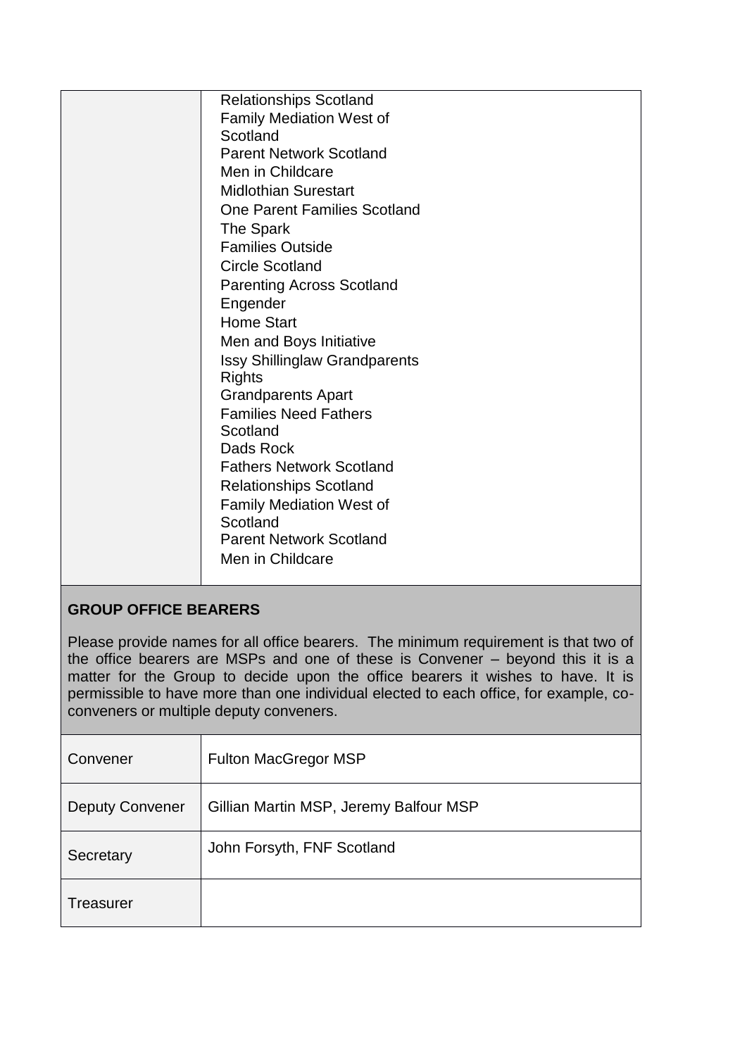| | |
|---|---|
| | Relationships Scotland<br>Family Mediation West of Scotland<br>Parent Network Scotland<br>Men in Childcare<br>Midlothian Surestart<br>One Parent Families Scotland<br>The Spark<br>Families Outside<br>Circle Scotland<br>Parenting Across Scotland<br>Engender<br>Home Start<br>Men and Boys Initiative<br>Issy Shillinglaw Grandparents Rights<br>Grandparents Apart<br>Families Need Fathers Scotland<br>Dads Rock<br>Fathers Network Scotland<br>Relationships Scotland<br>Family Mediation West of Scotland<br>Parent Network Scotland<br>Men in Childcare |

**GROUP OFFICE BEARERS**

Please provide names for all office bearers. The minimum requirement is that two of the office bearers are MSPs and one of these is Convener – beyond this it is a matter for the Group to decide upon the office bearers it wishes to have. It is permissible to have more than one individual elected to each office, for example, co-conveners or multiple deputy conveners.

| | |
|---|---|
| Convener | Fulton MacGregor MSP |
| Deputy Convener | Gillian Martin MSP, Jeremy Balfour MSP |
| Secretary | John Forsyth, FNF Scotland |
| Treasurer | |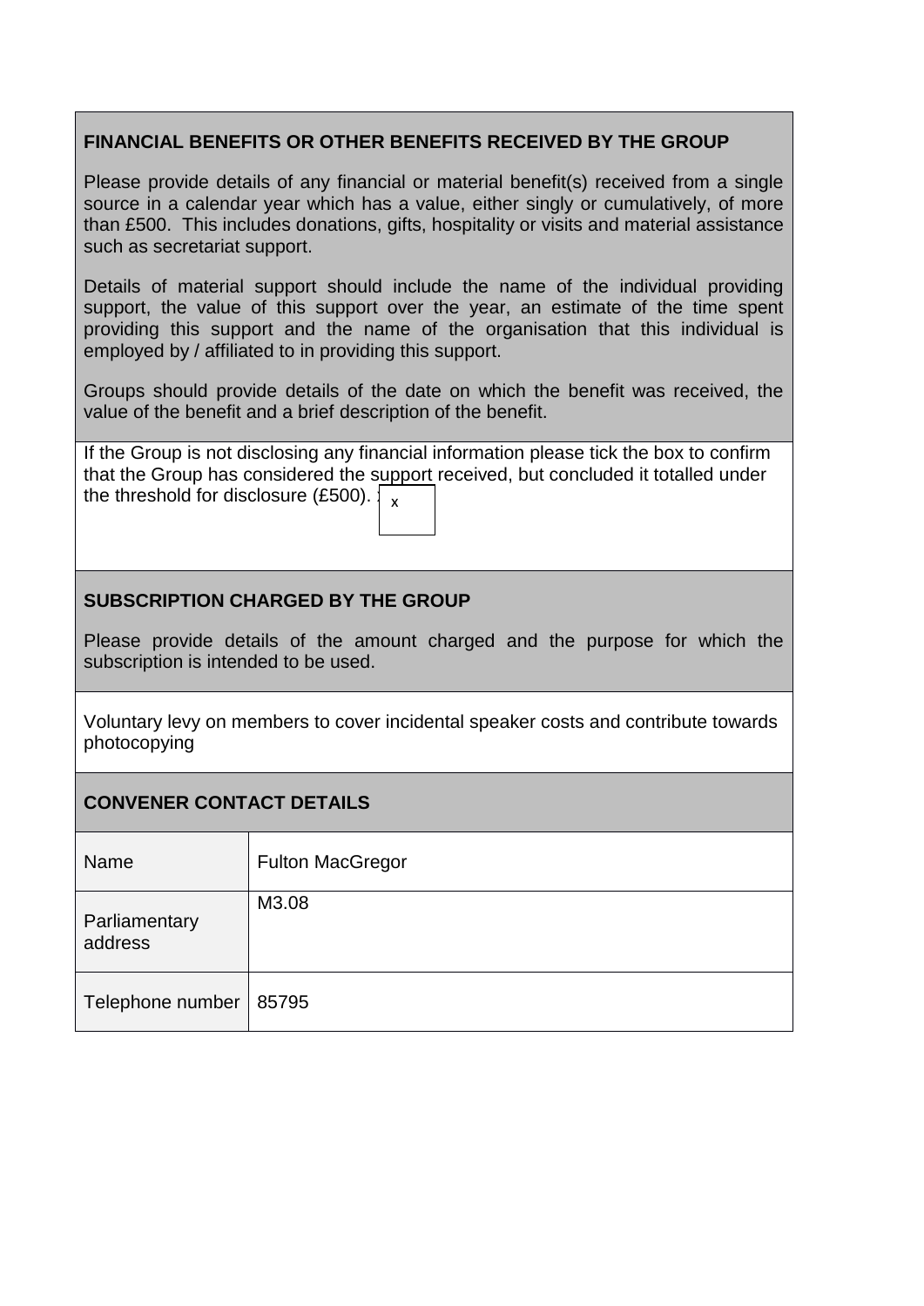## FINANCIAL BENEFITS OR OTHER BENEFITS RECEIVED BY THE GROUP

Please provide details of any financial or material benefit(s) received from a single source in a calendar year which has a value, either singly or cumulatively, of more than £500. This includes donations, gifts, hospitality or visits and material assistance such as secretariat support.

Details of material support should include the name of the individual providing support, the value of this support over the year, an estimate of the time spent providing this support and the name of the organisation that this individual is employed by / affiliated to in providing this support.

Groups should provide details of the date on which the benefit was received, the value of the benefit and a brief description of the benefit.

If the Group is not disclosing any financial information please tick the box to confirm that the Group has considered the support received, but concluded it totalled under the threshold for disclosure (£500). x

## SUBSCRIPTION CHARGED BY THE GROUP

Please provide details of the amount charged and the purpose for which the subscription is intended to be used.

Voluntary levy on members to cover incidental speaker costs and contribute towards photocopying

## CONVENER CONTACT DETAILS

| | |
|---|---|
| Name | Fulton MacGregor |
| Parliamentary address | M3.08 |
| Telephone number | 85795 |